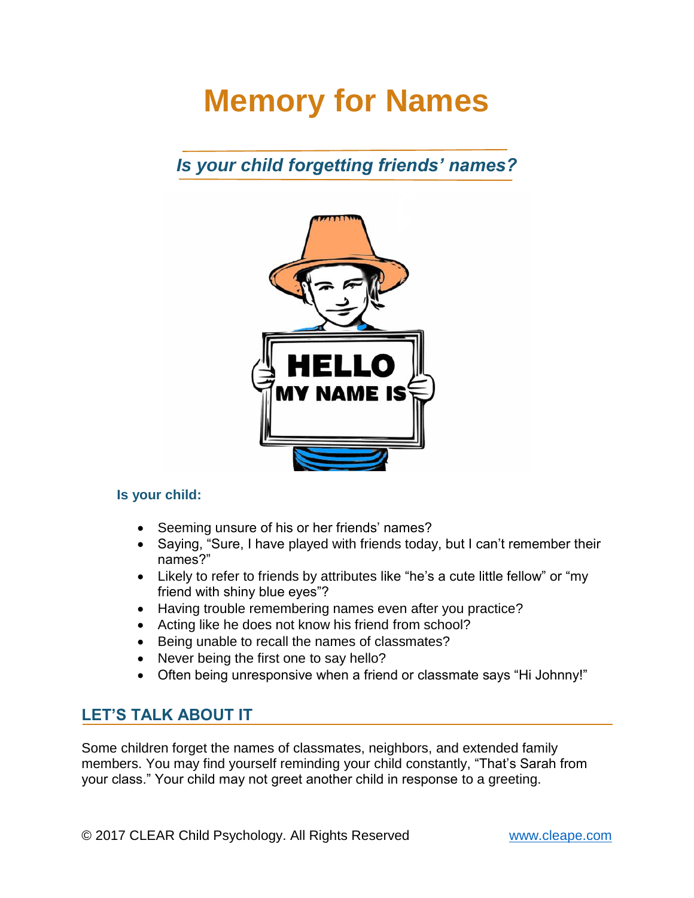# Memory for Names

## *Is your child forgetting friends' names?*

**Is your child:**

- Seeming unsure of his or her friends' names?
- Saying, "Sure, I have played with friends today, but I can't remember their names?"
- Likely to refer to friends by attributes like "he's a cute little fellow" or "my friend with shiny blue eyes"?
- Having trouble remembering names even after you practice?
- Acting like he does not know his friend from school?
- Being unable to recall the names of classmates?
- Never being the first one to say hello?
- Often being unresponsive when a friend or classmate says "Hi Johnny!"

## LET'S TALK ABOUT IT

Some children forget the names of classmates, neighbors, and extended family members. You may find yourself reminding your child constantly, "That's Sarah from your class." Your child may not greet another child in response to a greeting.

© 2017 CLEAR Child Psychology. All Rights Reserved www.cleape.com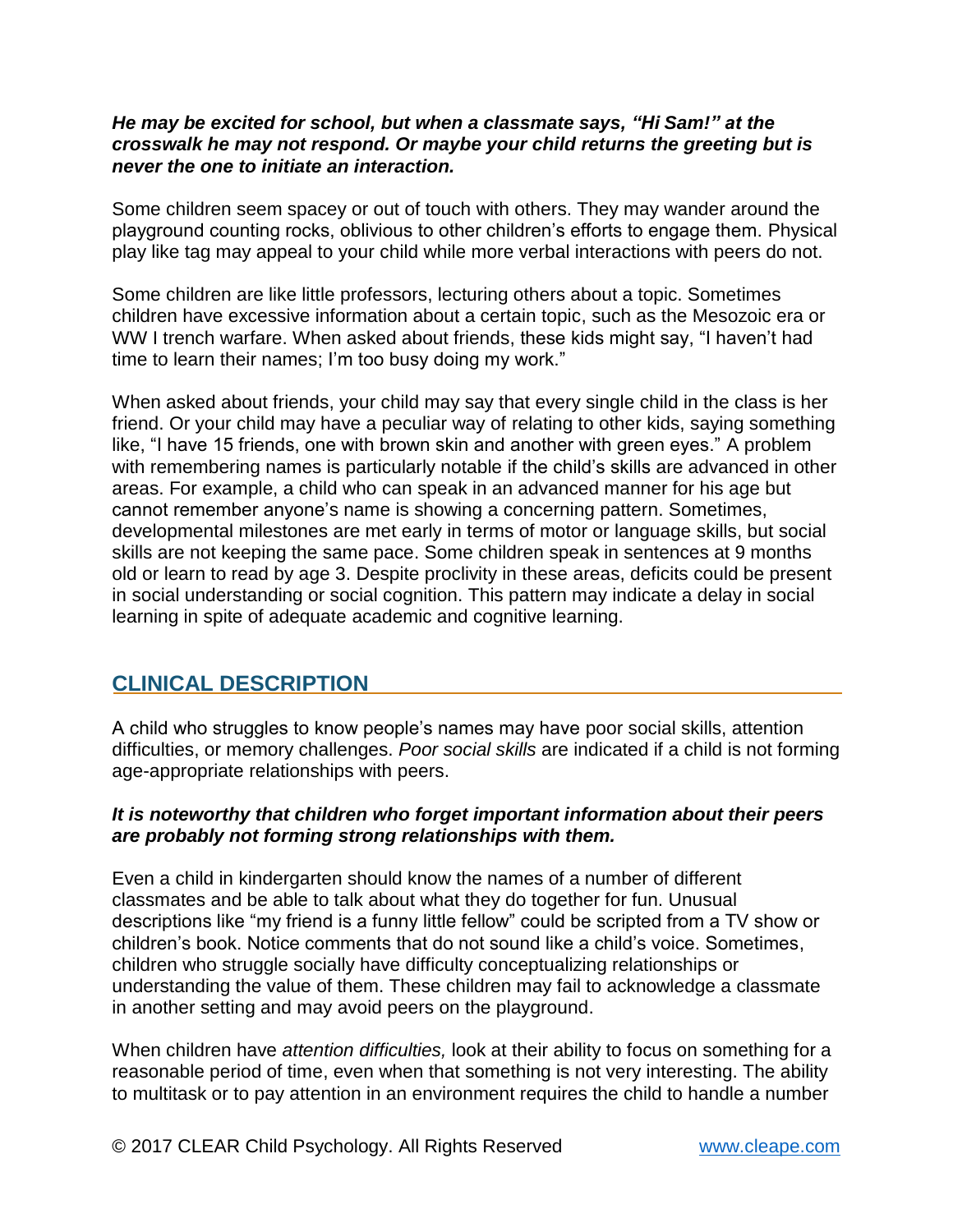***He may be excited for school, but when a classmate says, "Hi Sam!" at the crosswalk he may not respond. Or maybe your child returns the greeting but is never the one to initiate an interaction.***

Some children seem spacey or out of touch with others. They may wander around the playground counting rocks, oblivious to other children's efforts to engage them. Physical play like tag may appeal to your child while more verbal interactions with peers do not.

Some children are like little professors, lecturing others about a topic. Sometimes children have excessive information about a certain topic, such as the Mesozoic era or WW I trench warfare. When asked about friends, these kids might say, "I haven't had time to learn their names; I'm too busy doing my work."

When asked about friends, your child may say that every single child in the class is her friend. Or your child may have a peculiar way of relating to other kids, saying something like, "I have 15 friends, one with brown skin and another with green eyes." A problem with remembering names is particularly notable if the child's skills are advanced in other areas. For example, a child who can speak in an advanced manner for his age but cannot remember anyone's name is showing a concerning pattern. Sometimes, developmental milestones are met early in terms of motor or language skills, but social skills are not keeping the same pace. Some children speak in sentences at 9 months old or learn to read by age 3. Despite proclivity in these areas, deficits could be present in social understanding or social cognition. This pattern may indicate a delay in social learning in spite of adequate academic and cognitive learning.

## CLINICAL DESCRIPTION

A child who struggles to know people's names may have poor social skills, attention difficulties, or memory challenges. *Poor social skills* are indicated if a child is not forming age-appropriate relationships with peers.

***It is noteworthy that children who forget important information about their peers are probably not forming strong relationships with them.***

Even a child in kindergarten should know the names of a number of different classmates and be able to talk about what they do together for fun. Unusual descriptions like "my friend is a funny little fellow" could be scripted from a TV show or children's book. Notice comments that do not sound like a child's voice. Sometimes, children who struggle socially have difficulty conceptualizing relationships or understanding the value of them. These children may fail to acknowledge a classmate in another setting and may avoid peers on the playground.

When children have *attention difficulties,* look at their ability to focus on something for a reasonable period of time, even when that something is not very interesting. The ability to multitask or to pay attention in an environment requires the child to handle a number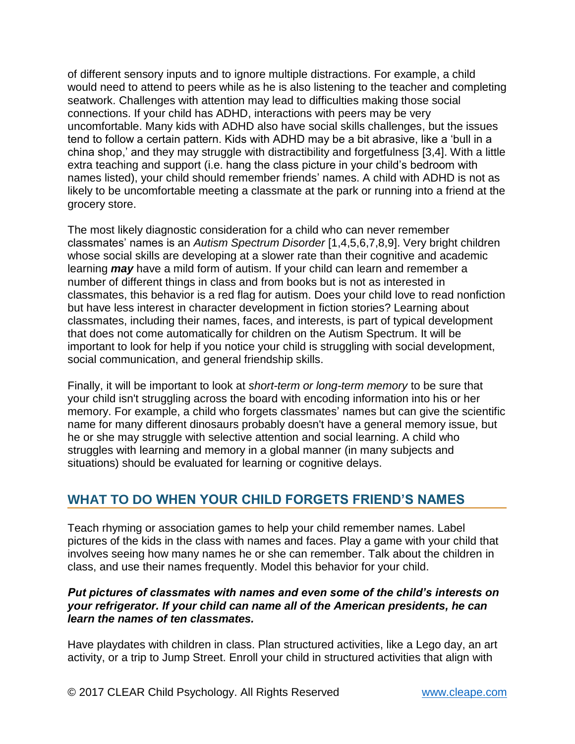of different sensory inputs and to ignore multiple distractions. For example, a child would need to attend to peers while as he is also listening to the teacher and completing seatwork. Challenges with attention may lead to difficulties making those social connections. If your child has ADHD, interactions with peers may be very uncomfortable. Many kids with ADHD also have social skills challenges, but the issues tend to follow a certain pattern. Kids with ADHD may be a bit abrasive, like a 'bull in a china shop,' and they may struggle with distractibility and forgetfulness [3,4]. With a little extra teaching and support (i.e. hang the class picture in your child's bedroom with names listed), your child should remember friends' names. A child with ADHD is not as likely to be uncomfortable meeting a classmate at the park or running into a friend at the grocery store.

The most likely diagnostic consideration for a child who can never remember classmates' names is an *Autism Spectrum Disorder* [1,4,5,6,7,8,9]. Very bright children whose social skills are developing at a slower rate than their cognitive and academic learning ***may*** have a mild form of autism. If your child can learn and remember a number of different things in class and from books but is not as interested in classmates, this behavior is a red flag for autism. Does your child love to read nonfiction but have less interest in character development in fiction stories? Learning about classmates, including their names, faces, and interests, is part of typical development that does not come automatically for children on the Autism Spectrum. It will be important to look for help if you notice your child is struggling with social development, social communication, and general friendship skills.

Finally, it will be important to look at *short-term or long-term memory* to be sure that your child isn't struggling across the board with encoding information into his or her memory. For example, a child who forgets classmates' names but can give the scientific name for many different dinosaurs probably doesn't have a general memory issue, but he or she may struggle with selective attention and social learning. A child who struggles with learning and memory in a global manner (in many subjects and situations) should be evaluated for learning or cognitive delays.

## WHAT TO DO WHEN YOUR CHILD FORGETS FRIEND'S NAMES

Teach rhyming or association games to help your child remember names. Label pictures of the kids in the class with names and faces. Play a game with your child that involves seeing how many names he or she can remember. Talk about the children in class, and use their names frequently. Model this behavior for your child.

***Put pictures of classmates with names and even some of the child's interests on your refrigerator. If your child can name all of the American presidents, he can learn the names of ten classmates.***

Have playdates with children in class. Plan structured activities, like a Lego day, an art activity, or a trip to Jump Street. Enroll your child in structured activities that align with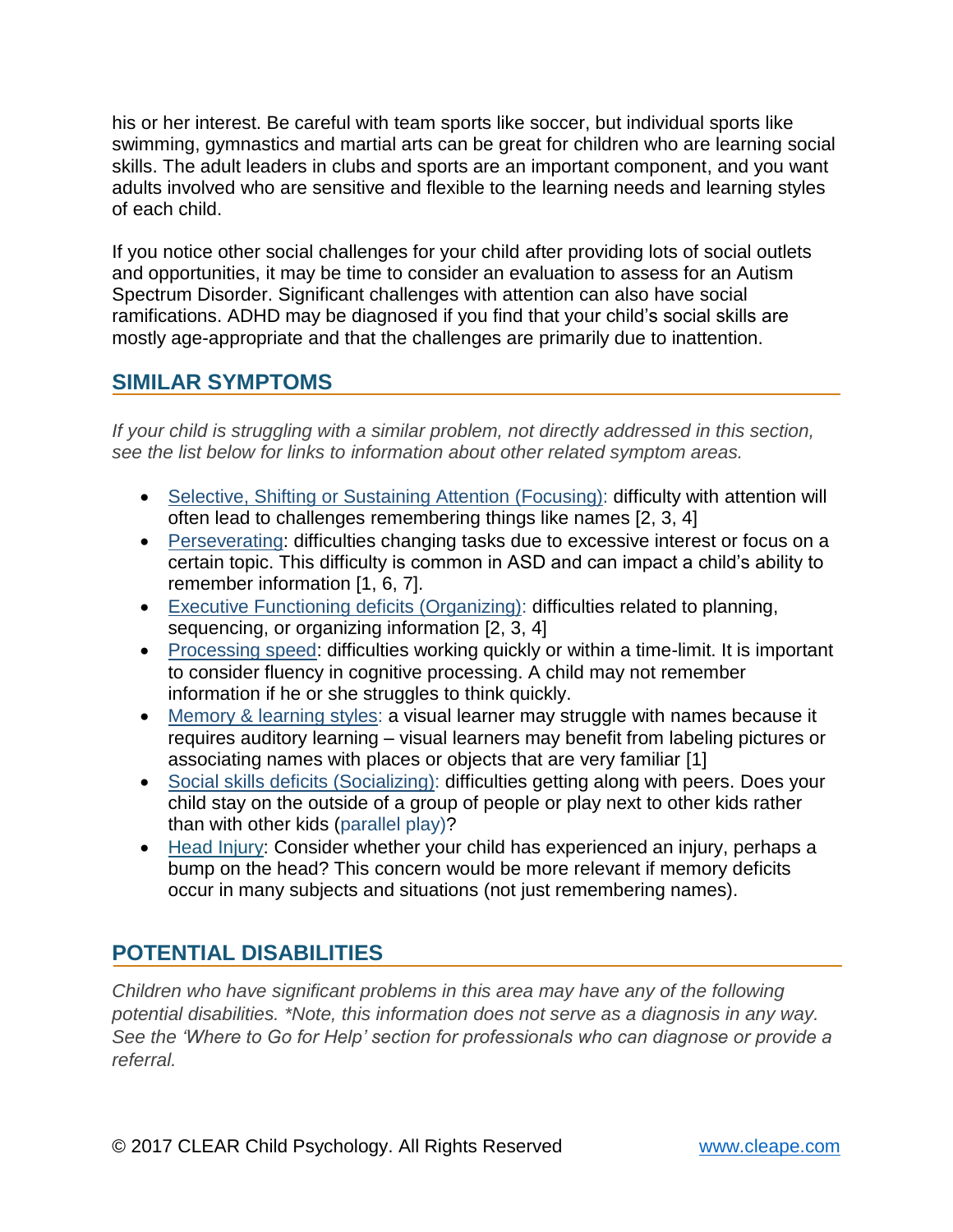his or her interest. Be careful with team sports like soccer, but individual sports like swimming, gymnastics and martial arts can be great for children who are learning social skills. The adult leaders in clubs and sports are an important component, and you want adults involved who are sensitive and flexible to the learning needs and learning styles of each child.

If you notice other social challenges for your child after providing lots of social outlets and opportunities, it may be time to consider an evaluation to assess for an Autism Spectrum Disorder. Significant challenges with attention can also have social ramifications. ADHD may be diagnosed if you find that your child's social skills are mostly age-appropriate and that the challenges are primarily due to inattention.

## SIMILAR SYMPTOMS

*If your child is struggling with a similar problem, not directly addressed in this section, see the list below for links to information about other related symptom areas.*

- Selective, Shifting or Sustaining Attention (Focusing): difficulty with attention will often lead to challenges remembering things like names [2, 3, 4]
- Perseverating: difficulties changing tasks due to excessive interest or focus on a certain topic. This difficulty is common in ASD and can impact a child's ability to remember information [1, 6, 7].
- Executive Functioning deficits (Organizing): difficulties related to planning, sequencing, or organizing information [2, 3, 4]
- Processing speed: difficulties working quickly or within a time-limit. It is important to consider fluency in cognitive processing. A child may not remember information if he or she struggles to think quickly.
- Memory & learning styles: a visual learner may struggle with names because it requires auditory learning – visual learners may benefit from labeling pictures or associating names with places or objects that are very familiar [1]
- Social skills deficits (Socializing): difficulties getting along with peers. Does your child stay on the outside of a group of people or play next to other kids rather than with other kids (parallel play)?
- Head Injury: Consider whether your child has experienced an injury, perhaps a bump on the head? This concern would be more relevant if memory deficits occur in many subjects and situations (not just remembering names).

## POTENTIAL DISABILITIES

*Children who have significant problems in this area may have any of the following potential disabilities. *Note, this information does not serve as a diagnosis in any way. See the 'Where to Go for Help' section for professionals who can diagnose or provide a referral.*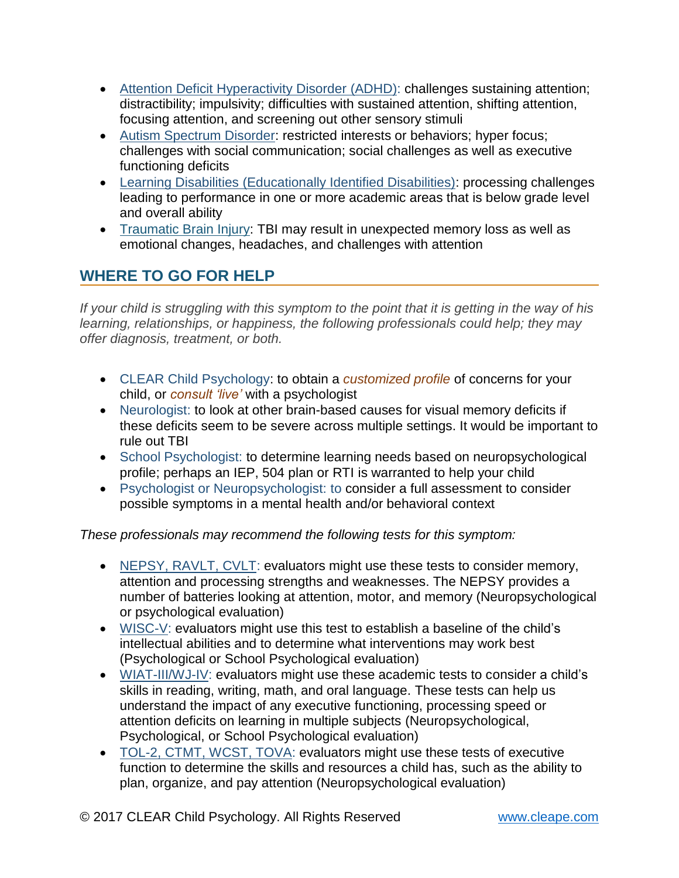- Attention Deficit Hyperactivity Disorder (ADHD): challenges sustaining attention; distractibility; impulsivity; difficulties with sustained attention, shifting attention, focusing attention, and screening out other sensory stimuli
- Autism Spectrum Disorder: restricted interests or behaviors; hyper focus; challenges with social communication; social challenges as well as executive functioning deficits
- Learning Disabilities (Educationally Identified Disabilities): processing challenges leading to performance in one or more academic areas that is below grade level and overall ability
- Traumatic Brain Injury: TBI may result in unexpected memory loss as well as emotional changes, headaches, and challenges with attention

## WHERE TO GO FOR HELP

*If your child is struggling with this symptom to the point that it is getting in the way of his learning, relationships, or happiness, the following professionals could help; they may offer diagnosis, treatment, or both.*

- CLEAR Child Psychology: to obtain a *customized profile* of concerns for your child, or *consult 'live'* with a psychologist
- Neurologist: to look at other brain-based causes for visual memory deficits if these deficits seem to be severe across multiple settings. It would be important to rule out TBI
- School Psychologist: to determine learning needs based on neuropsychological profile; perhaps an IEP, 504 plan or RTI is warranted to help your child
- Psychologist or Neuropsychologist: to consider a full assessment to consider possible symptoms in a mental health and/or behavioral context

*These professionals may recommend the following tests for this symptom:*

- NEPSY, RAVLT, CVLT: evaluators might use these tests to consider memory, attention and processing strengths and weaknesses. The NEPSY provides a number of batteries looking at attention, motor, and memory (Neuropsychological or psychological evaluation)
- WISC-V: evaluators might use this test to establish a baseline of the child's intellectual abilities and to determine what interventions may work best (Psychological or School Psychological evaluation)
- WIAT-III/WJ-IV: evaluators might use these academic tests to consider a child's skills in reading, writing, math, and oral language. These tests can help us understand the impact of any executive functioning, processing speed or attention deficits on learning in multiple subjects (Neuropsychological, Psychological, or School Psychological evaluation)
- TOL-2, CTMT, WCST, TOVA: evaluators might use these tests of executive function to determine the skills and resources a child has, such as the ability to plan, organize, and pay attention (Neuropsychological evaluation)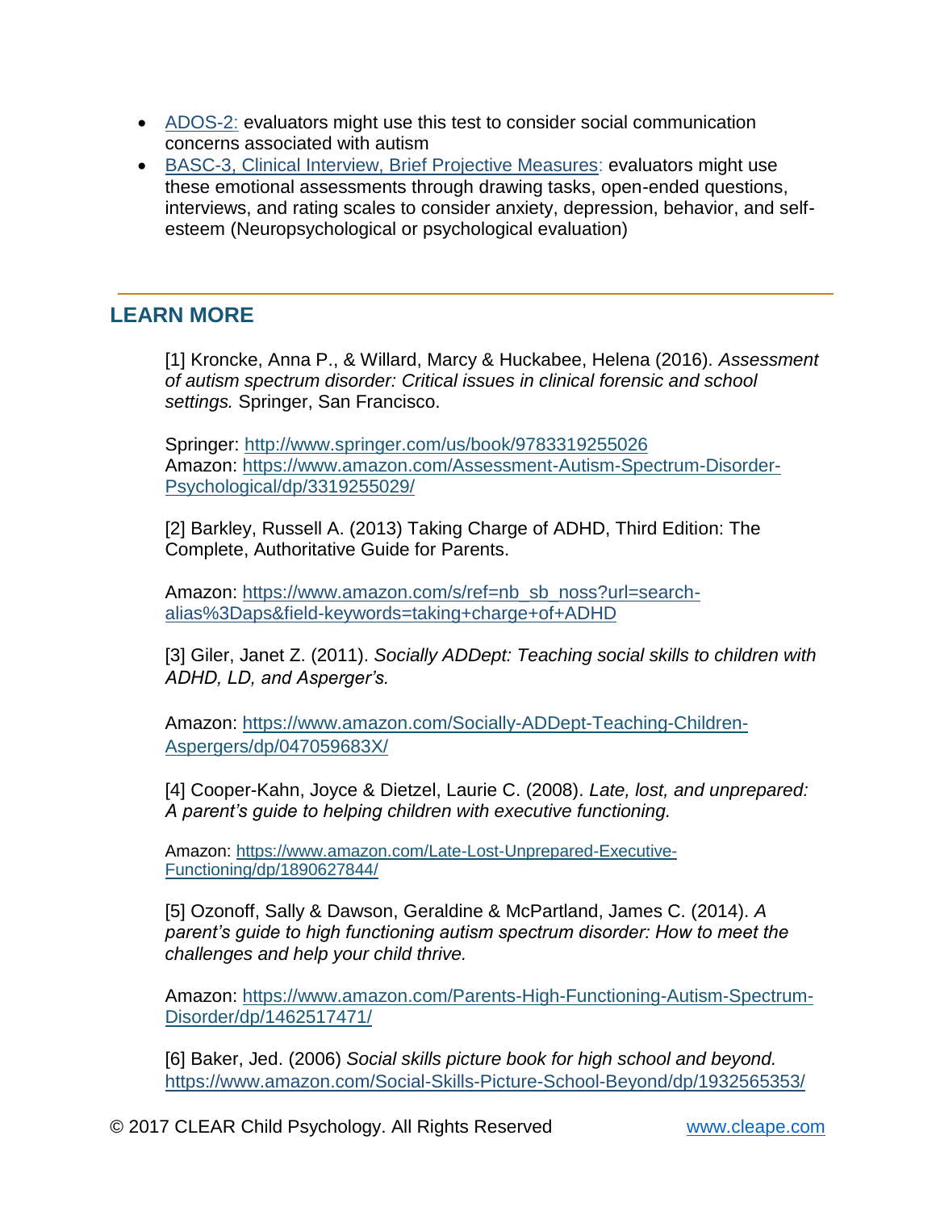- ADOS-2: evaluators might use this test to consider social communication concerns associated with autism
- BASC-3, Clinical Interview, Brief Projective Measures: evaluators might use these emotional assessments through drawing tasks, open-ended questions, interviews, and rating scales to consider anxiety, depression, behavior, and self-esteem (Neuropsychological or psychological evaluation)

---

## LEARN MORE

[1] Kroncke, Anna P., & Willard, Marcy & Huckabee, Helena (2016). *Assessment of autism spectrum disorder: Critical issues in clinical forensic and school settings.* Springer, San Francisco.

Springer: http://www.springer.com/us/book/9783319255026
Amazon: https://www.amazon.com/Assessment-Autism-Spectrum-Disorder-Psychological/dp/3319255029/

[2] Barkley, Russell A. (2013) Taking Charge of ADHD, Third Edition: The Complete, Authoritative Guide for Parents.

Amazon: https://www.amazon.com/s/ref=nb_sb_noss?url=search-alias%3Daps&field-keywords=taking+charge+of+ADHD

[3] Giler, Janet Z. (2011). *Socially ADDept: Teaching social skills to children with ADHD, LD, and Asperger's.*

Amazon: https://www.amazon.com/Socially-ADDept-Teaching-Children-Aspergers/dp/047059683X/

[4] Cooper-Kahn, Joyce & Dietzel, Laurie C. (2008). *Late, lost, and unprepared: A parent's guide to helping children with executive functioning.*

Amazon: https://www.amazon.com/Late-Lost-Unprepared-Executive-Functioning/dp/1890627844/

[5] Ozonoff, Sally & Dawson, Geraldine & McPartland, James C. (2014). *A parent's guide to high functioning autism spectrum disorder: How to meet the challenges and help your child thrive.*

Amazon: https://www.amazon.com/Parents-High-Functioning-Autism-Spectrum-Disorder/dp/1462517471/

[6] Baker, Jed. (2006) *Social skills picture book for high school and beyond.*
https://www.amazon.com/Social-Skills-Picture-School-Beyond/dp/1932565353/

© 2017 CLEAR Child Psychology. All Rights Reserved www.cleape.com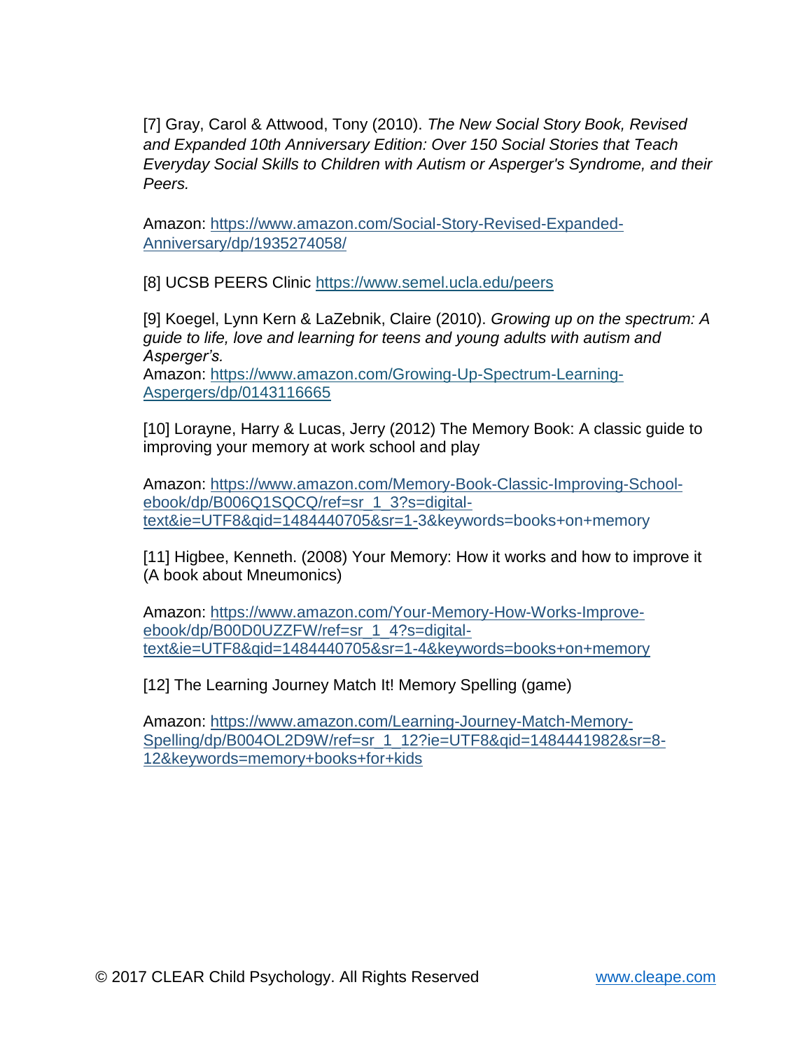[7] Gray, Carol & Attwood, Tony (2010). *The New Social Story Book, Revised and Expanded 10th Anniversary Edition: Over 150 Social Stories that Teach Everyday Social Skills to Children with Autism or Asperger's Syndrome, and their Peers.*

Amazon: https://www.amazon.com/Social-Story-Revised-Expanded-Anniversary/dp/1935274058/

[8] UCSB PEERS Clinic https://www.semel.ucla.edu/peers

[9] Koegel, Lynn Kern & LaZebnik, Claire (2010). *Growing up on the spectrum: A guide to life, love and learning for teens and young adults with autism and Asperger's.*
Amazon: https://www.amazon.com/Growing-Up-Spectrum-Learning-Aspergers/dp/0143116665

[10] Lorayne, Harry & Lucas, Jerry (2012) The Memory Book: A classic guide to improving your memory at work school and play

Amazon: https://www.amazon.com/Memory-Book-Classic-Improving-School-ebook/dp/B006Q1SQCQ/ref=sr_1_3?s=digital-text&ie=UTF8&qid=1484440705&sr=1-3&keywords=books+on+memory

[11] Higbee, Kenneth. (2008) Your Memory: How it works and how to improve it (A book about Mneumonics)

Amazon: https://www.amazon.com/Your-Memory-How-Works-Improve-ebook/dp/B00D0UZZFW/ref=sr_1_4?s=digital-text&ie=UTF8&qid=1484440705&sr=1-4&keywords=books+on+memory

[12] The Learning Journey Match It! Memory Spelling (game)

Amazon: https://www.amazon.com/Learning-Journey-Match-Memory-Spelling/dp/B004OL2D9W/ref=sr_1_12?ie=UTF8&qid=1484441982&sr=8-12&keywords=memory+books+for+kids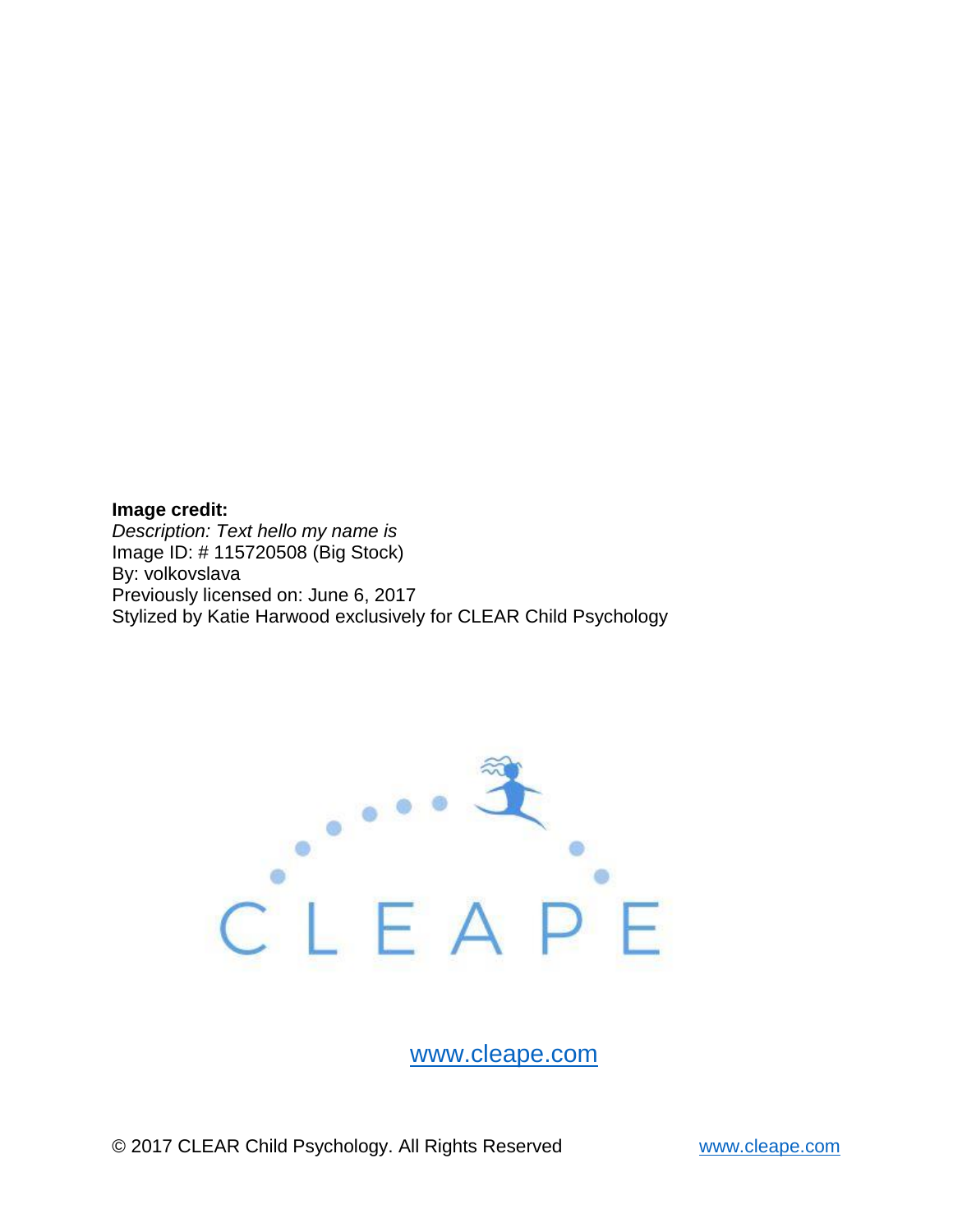**Image credit:**
*Description: Text hello my name is*
Image ID: # 115720508 (Big Stock)
By: volkovslava
Previously licensed on: June 6, 2017
Stylized by Katie Harwood exclusively for CLEAR Child Psychology

CLEAPE

www.cleape.com

© 2017 CLEAR Child Psychology. All Rights Reserved www.cleape.com